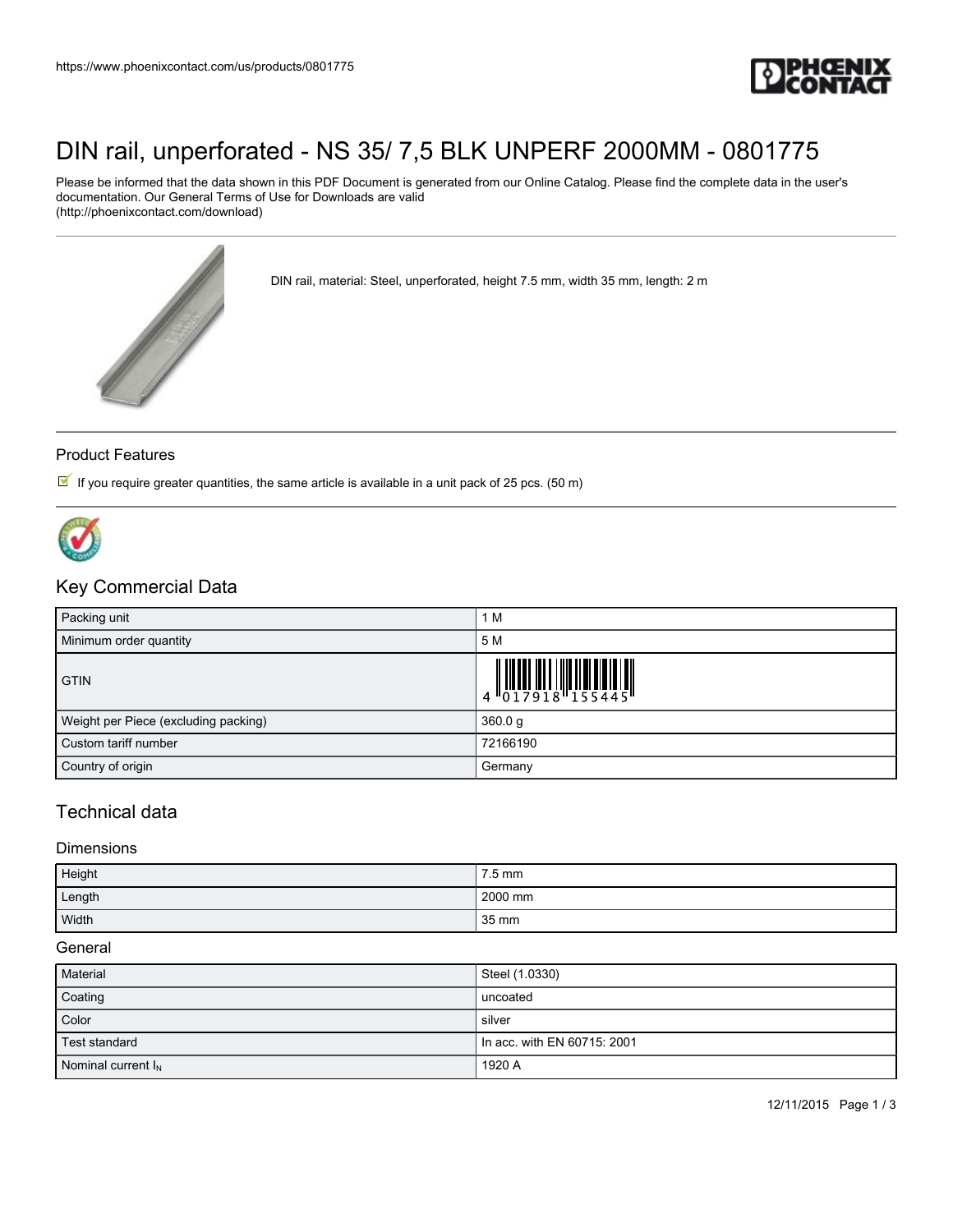https://www.phoenixcontact.com/us/products/0801775

# DIN rail, unperforated - NS 35/ 7,5 BLK UNPERF 2000MM - 0801775

Please be informed that the data shown in this PDF Document is generated from our Online Catalog. Please find the complete data in the user's documentation. Our General Terms of Use for Downloads are valid (http://phoenixcontact.com/download)

DIN rail, material: Steel, unperforated, height 7.5 mm, width 35 mm, length: 2 m

## Product Features

- If you require greater quantities, the same article is available in a unit pack of 25 pcs. (50 m)

## Key Commercial Data

| Packing unit | 1 M |
| --- | --- |
| Minimum order quantity | 5 M |
| GTIN | 4 017918 155445 |
| Weight per Piece (excluding packing) | 360.0 g |
| Custom tariff number | 72166190 |
| Country of origin | Germany |

## Technical data

### Dimensions

| Height | 7.5 mm |
| --- | --- |
| Length | 2000 mm |
| Width | 35 mm |

### General

| Material | Steel (1.0330) |
| --- | --- |
| Coating | uncoated |
| Color | silver |
| Test standard | In acc. with EN 60715: 2001 |
| Nominal current $I_N$ | 1920 A |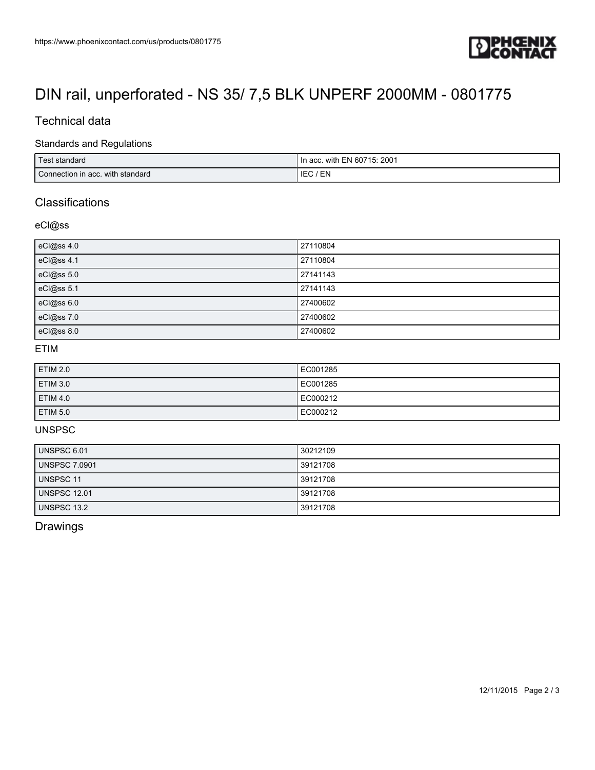# DIN rail, unperforated - NS 35/ 7,5 BLK UNPERF 2000MM - 0801775

## Technical data

### Standards and Regulations

| Test standard | In acc. with EN 60715: 2001 |
|---|---|
| Connection in acc. with standard | IEC / EN |

## Classifications

### eCl@ss

| eCl@ss 4.0 | 27110804 |
|---|---|
| eCl@ss 4.1 | 27110804 |
| eCl@ss 5.0 | 27141143 |
| eCl@ss 5.1 | 27141143 |
| eCl@ss 6.0 | 27400602 |
| eCl@ss 7.0 | 27400602 |
| eCl@ss 8.0 | 27400602 |

### ETIM

| ETIM 2.0 | EC001285 |
|---|---|
| ETIM 3.0 | EC001285 |
| ETIM 4.0 | EC000212 |
| ETIM 5.0 | EC000212 |

### UNSPSC

| UNSPSC 6.01 | 30212109 |
|---|---|
| UNSPSC 7.0901 | 39121708 |
| UNSPSC 11 | 39121708 |
| UNSPSC 12.01 | 39121708 |
| UNSPSC 13.2 | 39121708 |

## Drawings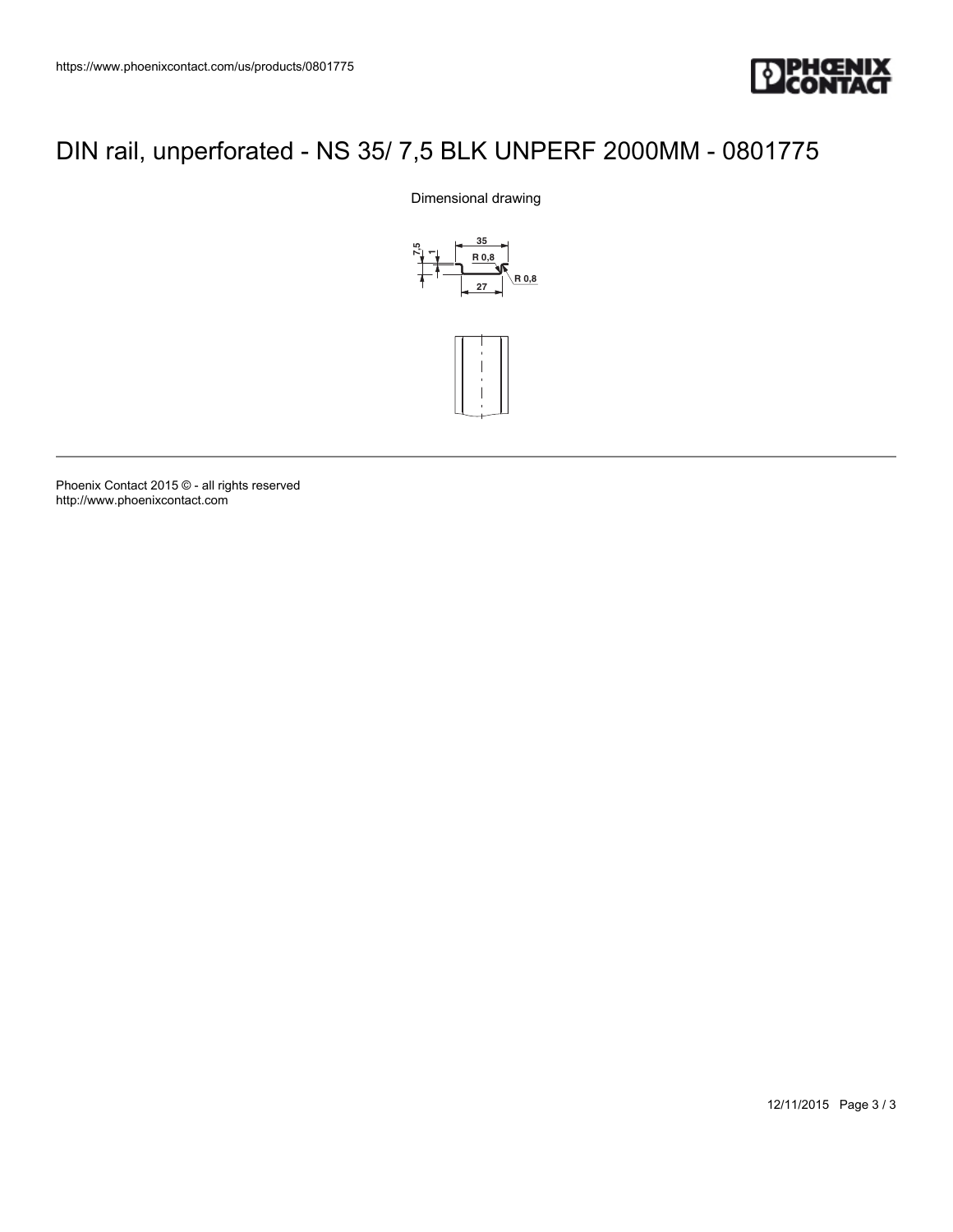# DIN rail, unperforated - NS 35/ 7,5 BLK UNPERF 2000MM - 0801775

Dimensional drawing

35

R 0,8

R 0,8

7,5

1

27

Phoenix Contact 2015 © - all rights reserved
http://www.phoenixcontact.com